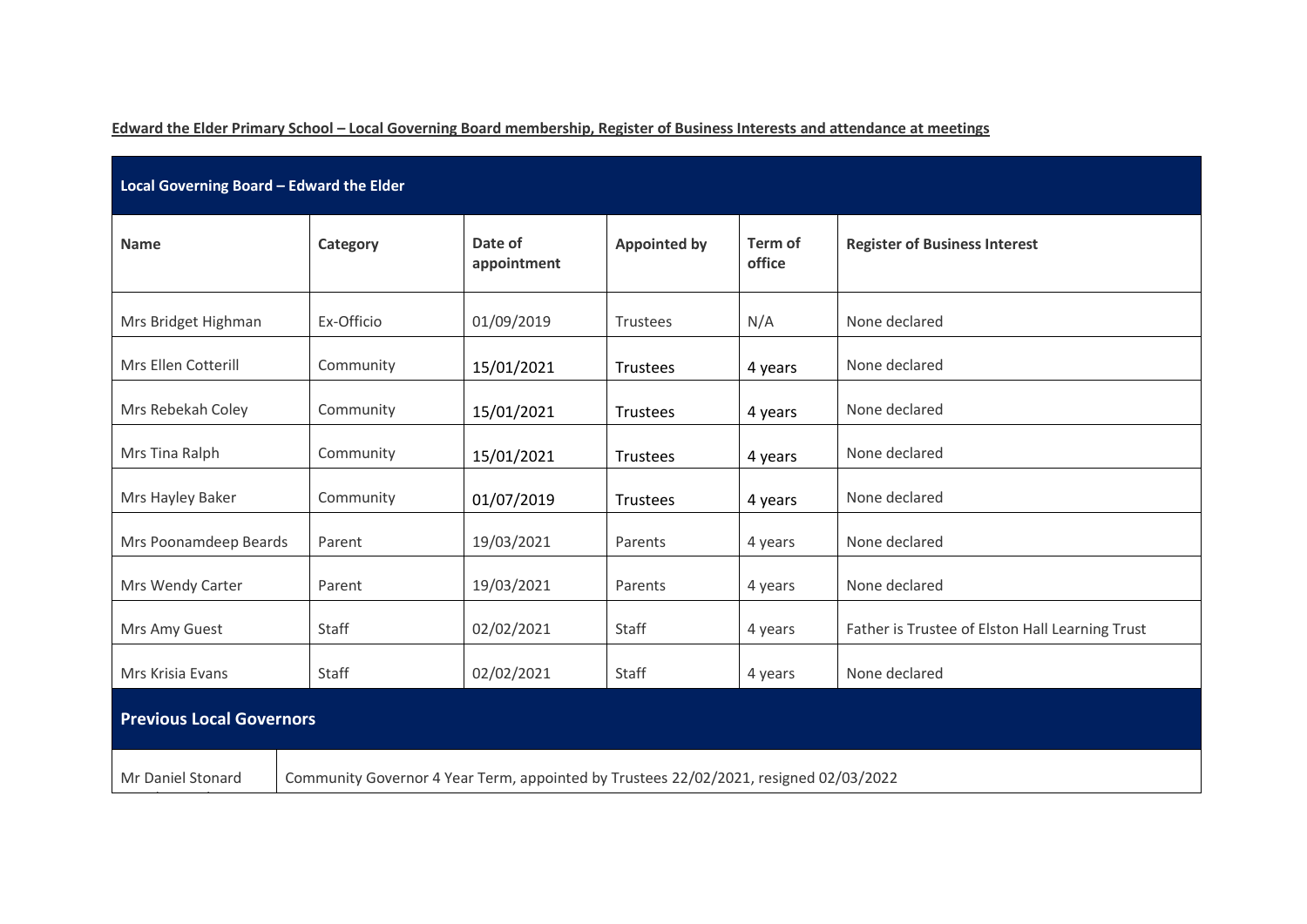**Edward the Elder Primary School – Local Governing Board membership, Register of Business Interests and attendance at meetings**

| Local Governing Board – Edward the Elder | | | | | |
|---|---|---|---|---|---|
| **Name** | **Category** | **Date of appointment** | **Appointed by** | **Term of office** | **Register of Business Interest** |
| Mrs Bridget Highman | Ex-Officio | 01/09/2019 | Trustees | N/A | None declared |
| Mrs Ellen Cotterill | Community | 15/01/2021 | Trustees | 4 years | None declared |
| Mrs Rebekah Coley | Community | 15/01/2021 | Trustees | 4 years | None declared |
| Mrs Tina Ralph | Community | 15/01/2021 | Trustees | 4 years | None declared |
| Mrs Hayley Baker | Community | 01/07/2019 | Trustees | 4 years | None declared |
| Mrs Poonamdeep Beards | Parent | 19/03/2021 | Parents | 4 years | None declared |
| Mrs Wendy Carter | Parent | 19/03/2021 | Parents | 4 years | None declared |
| Mrs Amy Guest | Staff | 02/02/2021 | Staff | 4 years | Father is Trustee of Elston Hall Learning Trust |
| Mrs Krisia Evans | Staff | 02/02/2021 | Staff | 4 years | None declared |

| **Previous Local Governors** | |
|---|---|
| Mr Daniel Stonard | Community Governor 4 Year Term, appointed by Trustees 22/02/2021, resigned 02/03/2022 |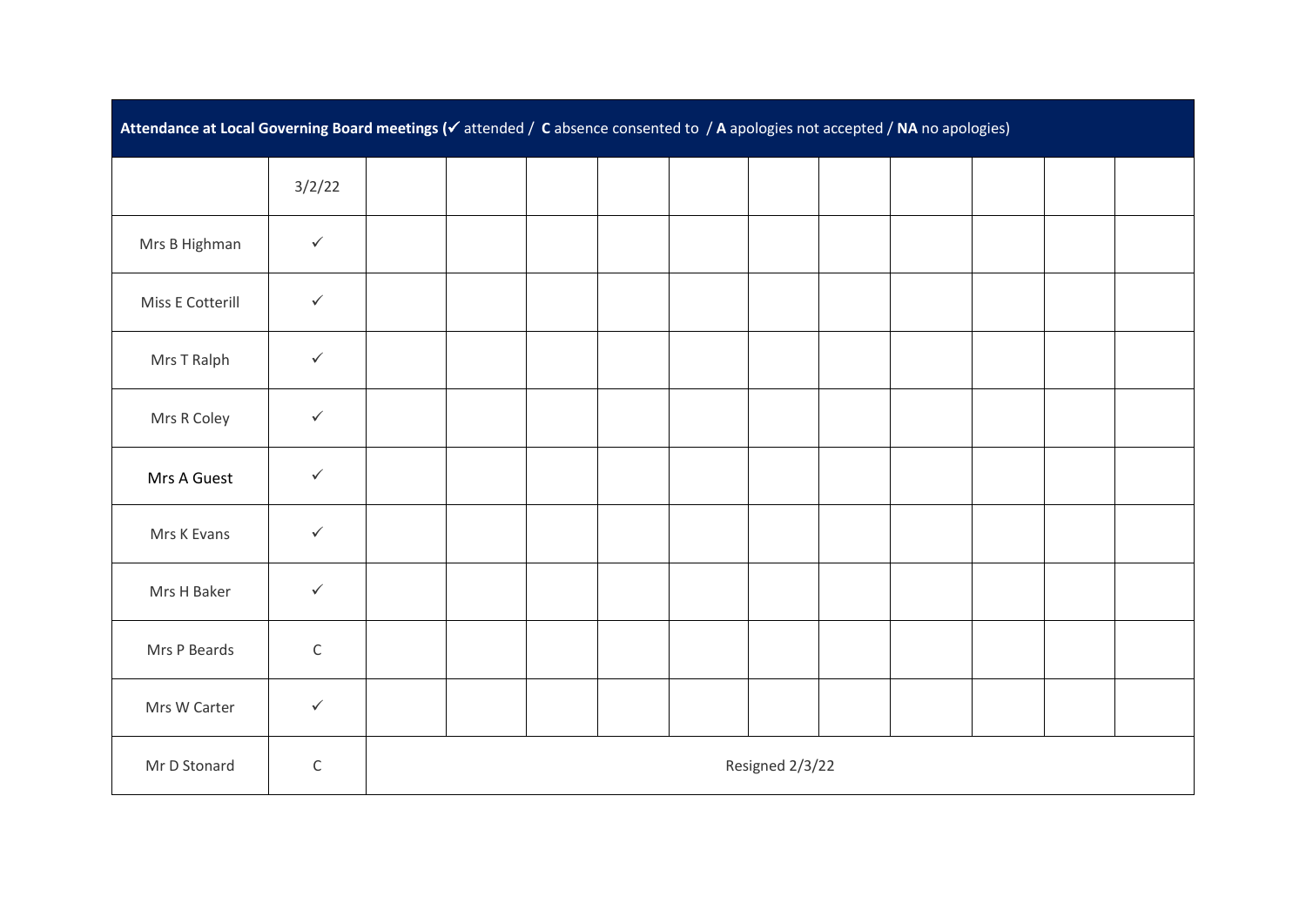**Attendance at Local Governing Board meetings (✓ attended / C absence consented to / A apologies not accepted / NA no apologies)**

| | 3/2/22 | | | | | | | | | | | |
|---|---|---|---|---|---|---|---|---|---|---|---|---|
| Mrs B Highman | ✓ | | | | | | | | | | | |
| Miss E Cotterill | ✓ | | | | | | | | | | | |
| Mrs T Ralph | ✓ | | | | | | | | | | | |
| Mrs R Coley | ✓ | | | | | | | | | | | |
| Mrs A Guest | ✓ | | | | | | | | | | | |
| Mrs K Evans | ✓ | | | | | | | | | | | |
| Mrs H Baker | ✓ | | | | | | | | | | | |
| Mrs P Beards | C | | | | | | | | | | | |
| Mrs W Carter | ✓ | | | | | | | | | | | |
| Mr D Stonard | C | Resigned 2/3/22 | | | | | | | | | | |